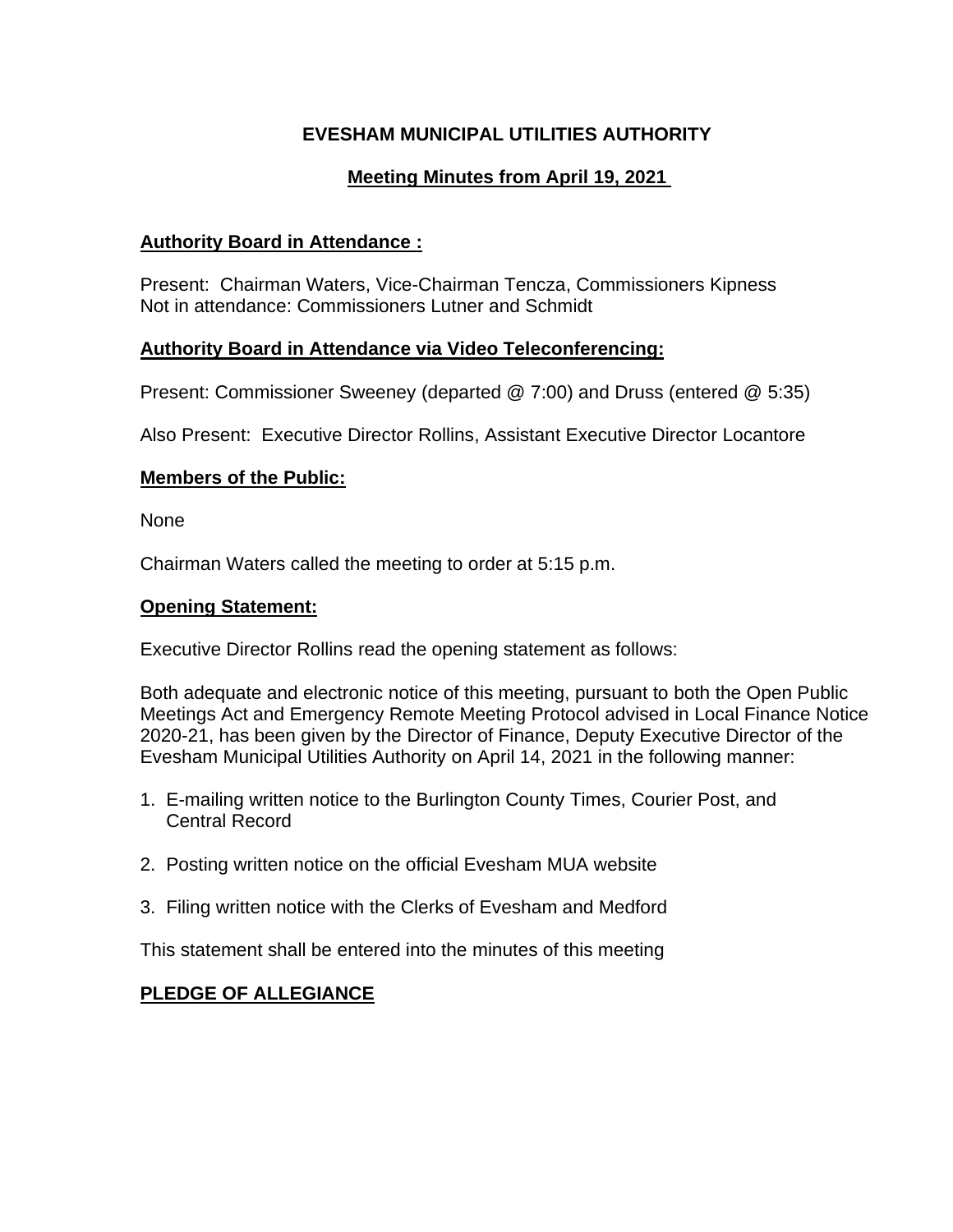# EVESHAM MUNICIPAL UTILITIES AUTHORITY

## Meeting Minutes from April 19, 2021

### Authority Board in Attendance :

Present: Chairman Waters, Vice-Chairman Tencza, Commissioners Kipness
Not in attendance: Commissioners Lutner and Schmidt

### Authority Board in Attendance via Video Teleconferencing:

Present: Commissioner Sweeney (departed @ 7:00) and Druss (entered @ 5:35)

Also Present: Executive Director Rollins, Assistant Executive Director Locantore

### Members of the Public:

None

Chairman Waters called the meeting to order at 5:15 p.m.

### Opening Statement:

Executive Director Rollins read the opening statement as follows:

Both adequate and electronic notice of this meeting, pursuant to both the Open Public Meetings Act and Emergency Remote Meeting Protocol advised in Local Finance Notice 2020-21, has been given by the Director of Finance, Deputy Executive Director of the Evesham Municipal Utilities Authority on April 14, 2021 in the following manner:

1. E-mailing written notice to the Burlington County Times, Courier Post, and Central Record
2. Posting written notice on the official Evesham MUA website
3. Filing written notice with the Clerks of Evesham and Medford

This statement shall be entered into the minutes of this meeting

### PLEDGE OF ALLEGIANCE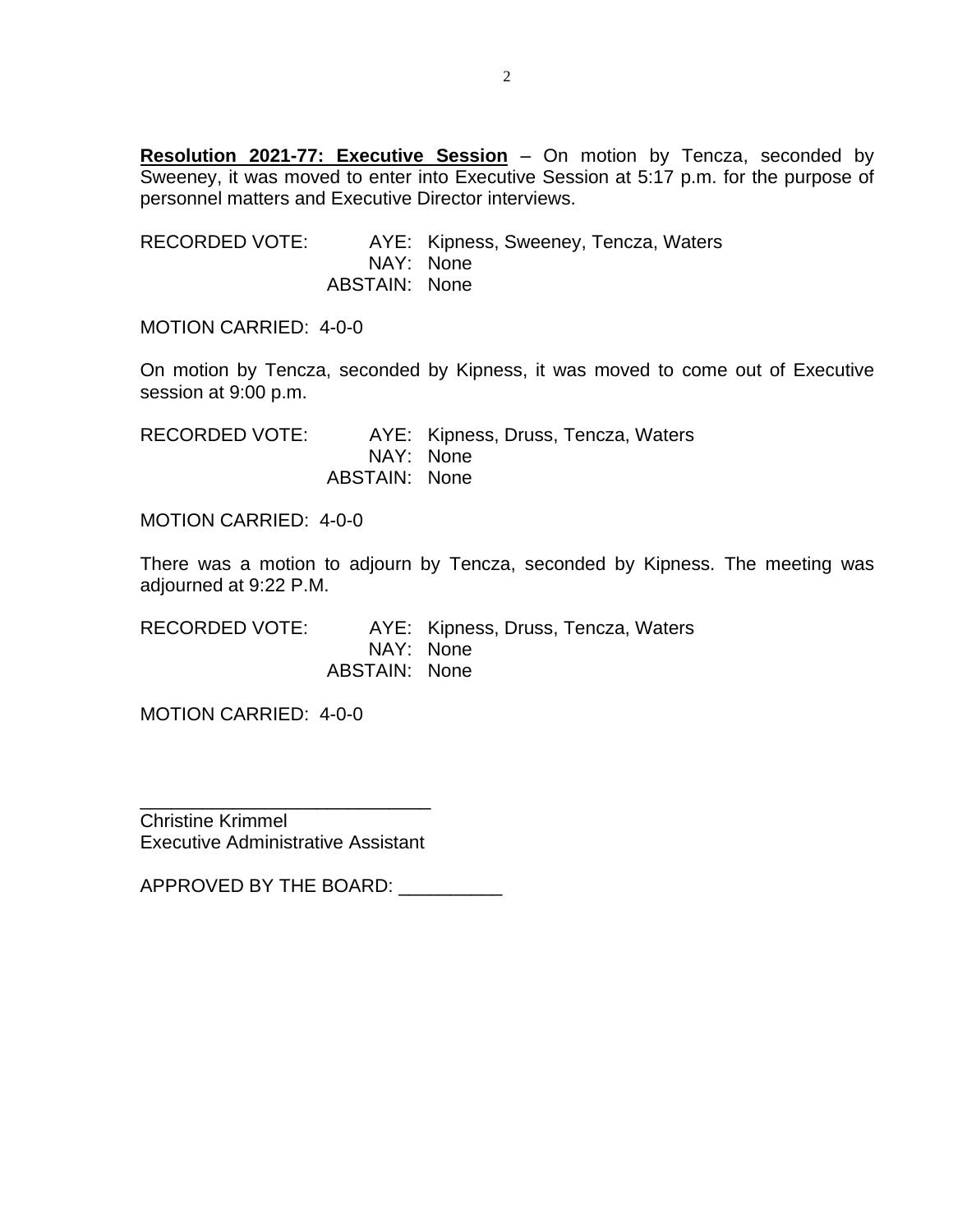**Resolution 2021-77: Executive Session** – On motion by Tencza, seconded by Sweeney, it was moved to enter into Executive Session at 5:17 p.m. for the purpose of personnel matters and Executive Director interviews.

RECORDED VOTE: AYE: Kipness, Sweeney, Tencza, Waters
NAY: None
ABSTAIN: None

MOTION CARRIED: 4-0-0

On motion by Tencza, seconded by Kipness, it was moved to come out of Executive session at 9:00 p.m.

RECORDED VOTE: AYE: Kipness, Druss, Tencza, Waters
NAY: None
ABSTAIN: None

MOTION CARRIED: 4-0-0

There was a motion to adjourn by Tencza, seconded by Kipness. The meeting was adjourned at 9:22 P.M.

RECORDED VOTE: AYE: Kipness, Druss, Tencza, Waters
NAY: None
ABSTAIN: None

MOTION CARRIED: 4-0-0

____________________________
Christine Krimmel
Executive Administrative Assistant

APPROVED BY THE BOARD: __________